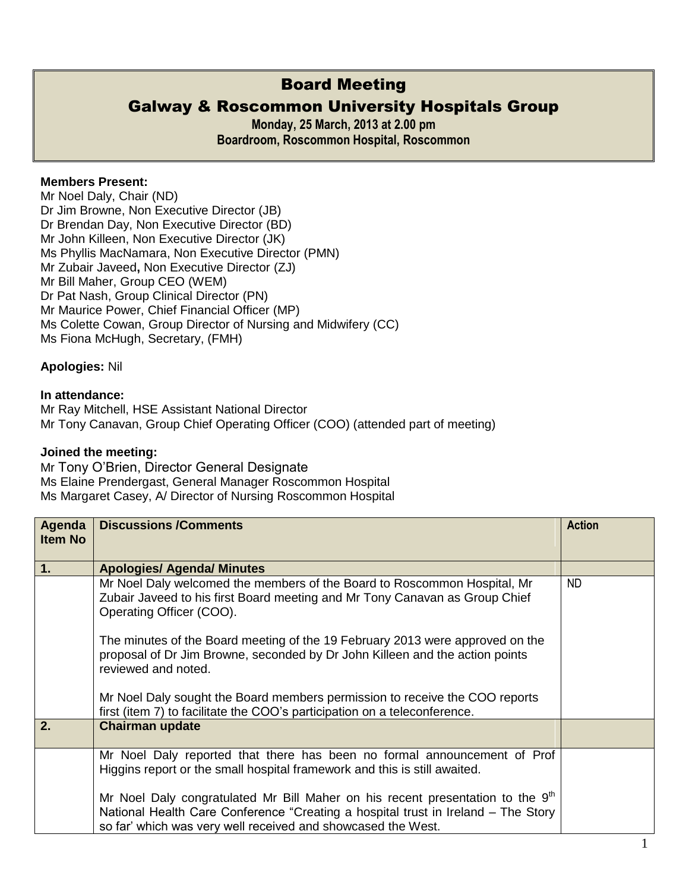# Board Meeting

## Galway & Roscommon University Hospitals Group

**Monday, 25 March, 2013 at 2.00 pm**
**Boardroom, Roscommon Hospital, Roscommon**

**Members Present:**
Mr Noel Daly, Chair (ND)
Dr Jim Browne, Non Executive Director (JB)
Dr Brendan Day, Non Executive Director (BD)
Mr John Killeen, Non Executive Director (JK)
Ms Phyllis MacNamara, Non Executive Director (PMN)
Mr Zubair Javeed**,** Non Executive Director (ZJ)
Mr Bill Maher, Group CEO (WEM)
Dr Pat Nash, Group Clinical Director (PN)
Mr Maurice Power, Chief Financial Officer (MP)
Ms Colette Cowan, Group Director of Nursing and Midwifery (CC)
Ms Fiona McHugh, Secretary, (FMH)

**Apologies:** Nil

**In attendance:**
Mr Ray Mitchell, HSE Assistant National Director
Mr Tony Canavan, Group Chief Operating Officer (COO) (attended part of meeting)

**Joined the meeting:**
Mr Tony O'Brien, Director General Designate
Ms Elaine Prendergast, General Manager Roscommon Hospital
Ms Margaret Casey, A/ Director of Nursing Roscommon Hospital

| Agenda Item No | Discussions /Comments | Action |
|---|---|---|
| **1.** | **Apologies/ Agenda/ Minutes** | |
| | Mr Noel Daly welcomed the members of the Board to Roscommon Hospital, Mr Zubair Javeed to his first Board meeting and Mr Tony Canavan as Group Chief Operating Officer (COO).<br><br>The minutes of the Board meeting of the 19 February 2013 were approved on the proposal of Dr Jim Browne, seconded by Dr John Killeen and the action points reviewed and noted.<br><br>Mr Noel Daly sought the Board members permission to receive the COO reports first (item 7) to facilitate the COO's participation on a teleconference. | ND |
| **2.** | **Chairman update** | |
| | Mr Noel Daly reported that there has been no formal announcement of Prof Higgins report or the small hospital framework and this is still awaited.<br><br>Mr Noel Daly congratulated Mr Bill Maher on his recent presentation to the 9th National Health Care Conference "Creating a hospital trust in Ireland – The Story so far' which was very well received and showcased the West. | |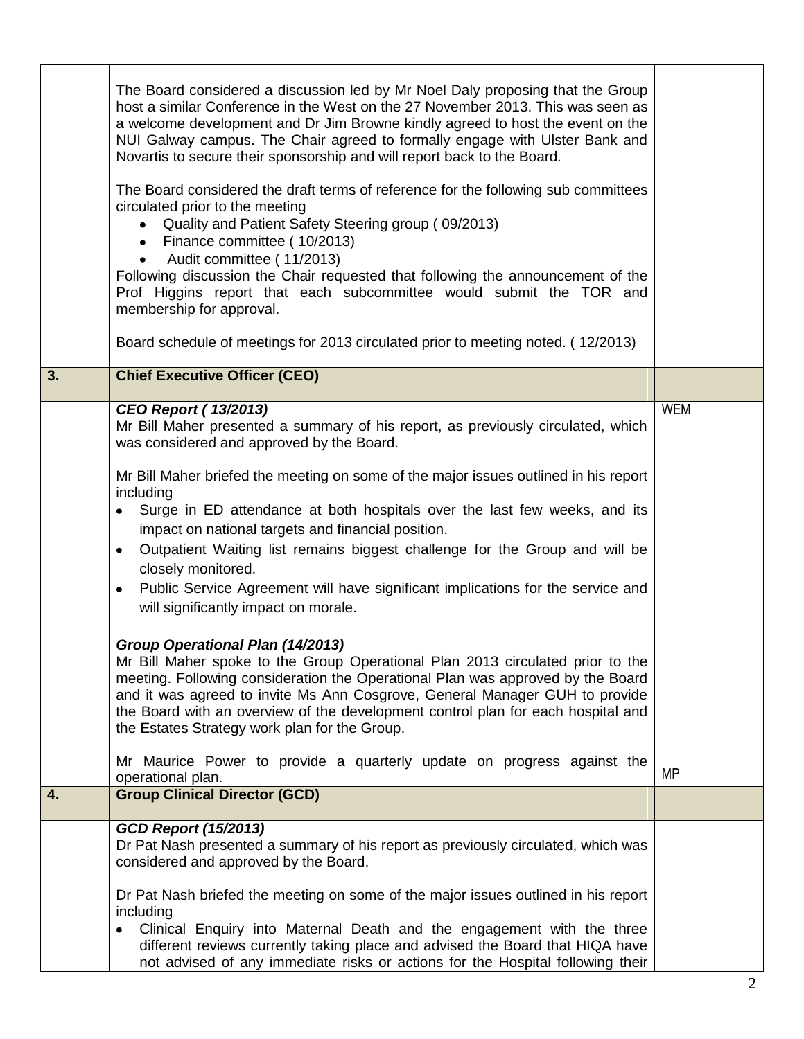| | | |
|---|---|---|
| | The Board considered a discussion led by Mr Noel Daly proposing that the Group host a similar Conference in the West on the 27 November 2013. This was seen as a welcome development and Dr Jim Browne kindly agreed to host the event on the NUI Galway campus. The Chair agreed to formally engage with Ulster Bank and Novartis to secure their sponsorship and will report back to the Board.<br><br>The Board considered the draft terms of reference for the following sub committees circulated prior to the meeting<br>• Quality and Patient Safety Steering group ( 09/2013)<br>• Finance committee ( 10/2013)<br>• Audit committee ( 11/2013)<br>Following discussion the Chair requested that following the announcement of the Prof Higgins report that each subcommittee would submit the TOR and membership for approval.<br><br>Board schedule of meetings for 2013 circulated prior to meeting noted. ( 12/2013) | |
| **3.** | **Chief Executive Officer (CEO)** | |
| | ***CEO Report ( 13/2013)***<br>Mr Bill Maher presented a summary of his report, as previously circulated, which was considered and approved by the Board.<br><br>Mr Bill Maher briefed the meeting on some of the major issues outlined in his report including<br>• Surge in ED attendance at both hospitals over the last few weeks, and its impact on national targets and financial position.<br>• Outpatient Waiting list remains biggest challenge for the Group and will be closely monitored.<br>• Public Service Agreement will have significant implications for the service and will significantly impact on morale.<br><br>***Group Operational Plan (14/2013)***<br>Mr Bill Maher spoke to the Group Operational Plan 2013 circulated prior to the meeting. Following consideration the Operational Plan was approved by the Board and it was agreed to invite Ms Ann Cosgrove, General Manager GUH to provide the Board with an overview of the development control plan for each hospital and the Estates Strategy work plan for the Group.<br><br>Mr Maurice Power to provide a quarterly update on progress against the operational plan. | WEM<br><br><br><br><br><br><br><br><br><br><br><br><br><br><br><br>MP |
| **4.** | **Group Clinical Director (GCD)** | |
| | ***GCD Report (15/2013)***<br>Dr Pat Nash presented a summary of his report as previously circulated, which was considered and approved by the Board.<br><br>Dr Pat Nash briefed the meeting on some of the major issues outlined in his report including<br>• Clinical Enquiry into Maternal Death and the engagement with the three different reviews currently taking place and advised the Board that HIQA have not advised of any immediate risks or actions for the Hospital following their | |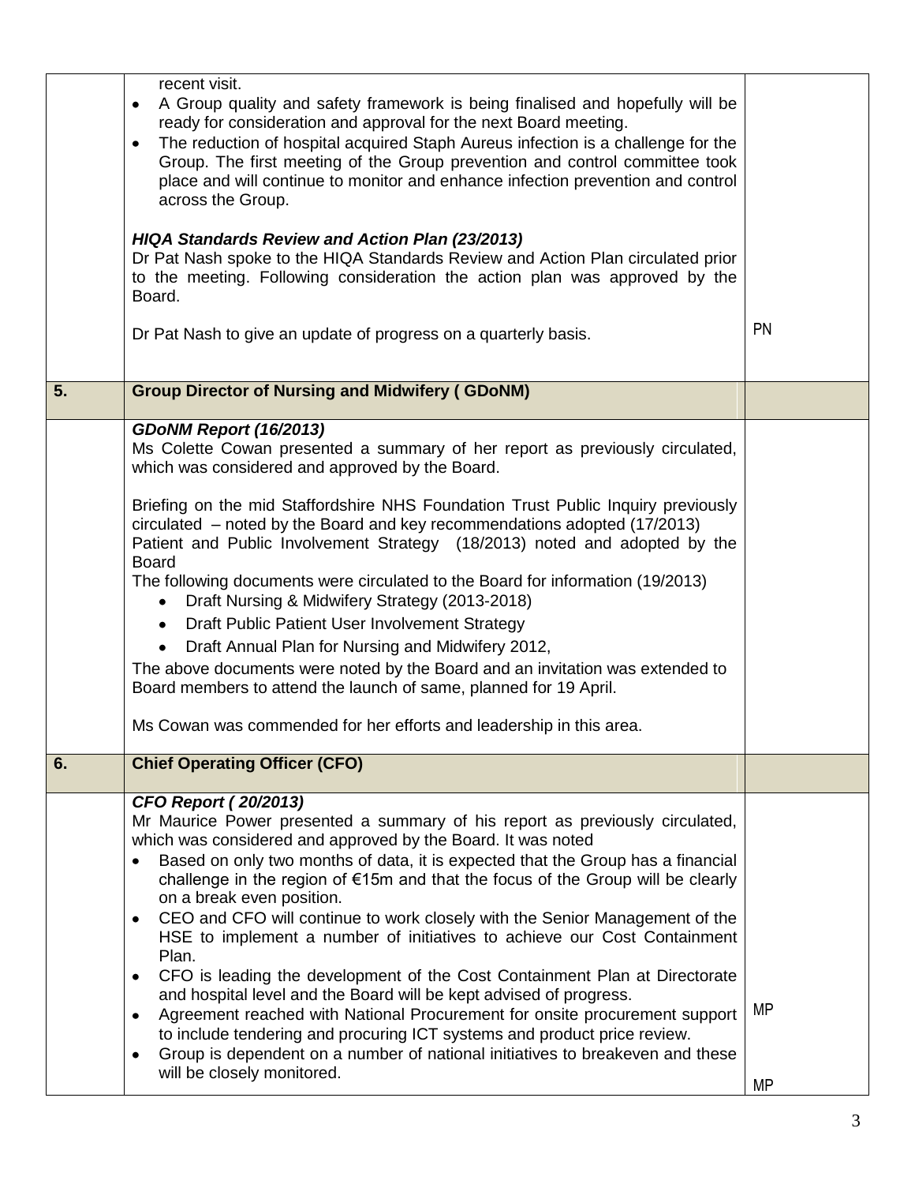| | | |
|---|---|---|
| | recent visit.<br>• A Group quality and safety framework is being finalised and hopefully will be ready for consideration and approval for the next Board meeting.<br>• The reduction of hospital acquired Staph Aureus infection is a challenge for the Group. The first meeting of the Group prevention and control committee took place and will continue to monitor and enhance infection prevention and control across the Group.<br><br>***HIQA Standards Review and Action Plan (23/2013)***<br>Dr Pat Nash spoke to the HIQA Standards Review and Action Plan circulated prior to the meeting. Following consideration the action plan was approved by the Board.<br><br>Dr Pat Nash to give an update of progress on a quarterly basis. | PN |
| **5.** | **Group Director of Nursing and Midwifery ( GDoNM)** | |
| | ***GDoNM Report (16/2013)***<br>Ms Colette Cowan presented a summary of her report as previously circulated, which was considered and approved by the Board.<br><br>Briefing on the mid Staffordshire NHS Foundation Trust Public Inquiry previously circulated – noted by the Board and key recommendations adopted (17/2013)<br>Patient and Public Involvement Strategy (18/2013) noted and adopted by the Board<br>The following documents were circulated to the Board for information (19/2013)<br>• Draft Nursing & Midwifery Strategy (2013-2018)<br>• Draft Public Patient User Involvement Strategy<br>• Draft Annual Plan for Nursing and Midwifery 2012,<br>The above documents were noted by the Board and an invitation was extended to Board members to attend the launch of same, planned for 19 April.<br><br>Ms Cowan was commended for her efforts and leadership in this area. | |
| **6.** | **Chief Operating Officer (CFO)** | |
| | ***CFO Report ( 20/2013)***<br>Mr Maurice Power presented a summary of his report as previously circulated, which was considered and approved by the Board. It was noted<br>• Based on only two months of data, it is expected that the Group has a financial challenge in the region of €15m and that the focus of the Group will be clearly on a break even position.<br>• CEO and CFO will continue to work closely with the Senior Management of the HSE to implement a number of initiatives to achieve our Cost Containment Plan.<br>• CFO is leading the development of the Cost Containment Plan at Directorate and hospital level and the Board will be kept advised of progress.<br>• Agreement reached with National Procurement for onsite procurement support to include tendering and procuring ICT systems and product price review.<br>• Group is dependent on a number of national initiatives to breakeven and these will be closely monitored. | MP<br><br>MP |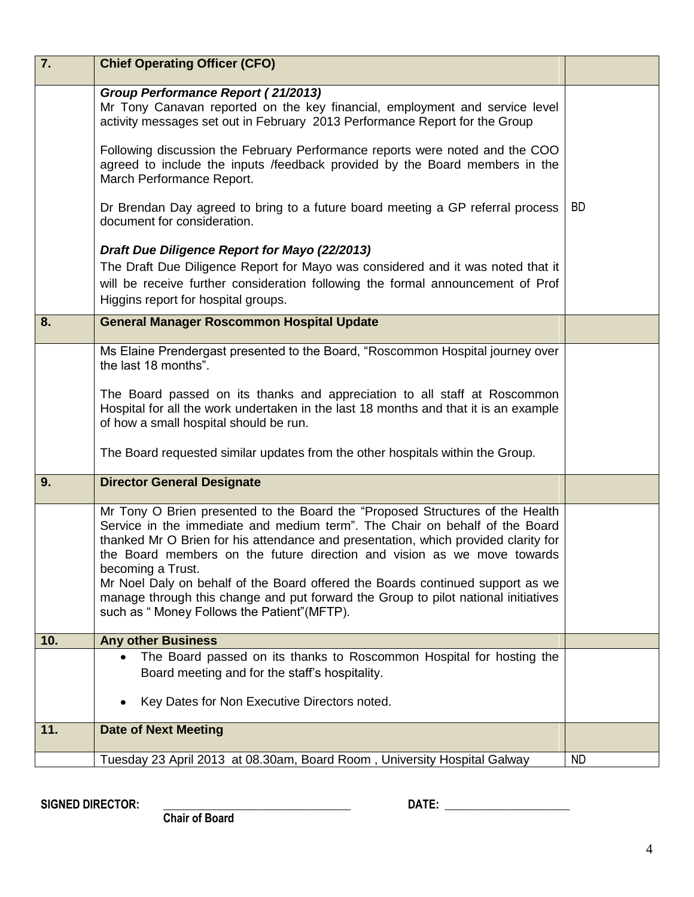| | | |
|---|---|---|
| **7.** | **Chief Operating Officer (CFO)** | |
| | ***Group Performance Report ( 21/2013)***<br>Mr Tony Canavan reported on the key financial, employment and service level activity messages set out in February 2013 Performance Report for the Group<br><br>Following discussion the February Performance reports were noted and the COO agreed to include the inputs /feedback provided by the Board members in the March Performance Report.<br><br>Dr Brendan Day agreed to bring to a future board meeting a GP referral process document for consideration.<br><br>***Draft Due Diligence Report for Mayo (22/2013)***<br>The Draft Due Diligence Report for Mayo was considered and it was noted that it will be receive further consideration following the formal announcement of Prof Higgins report for hospital groups. | BD |
| **8.** | **General Manager Roscommon Hospital Update** | |
| | Ms Elaine Prendergast presented to the Board, "Roscommon Hospital journey over the last 18 months".<br><br>The Board passed on its thanks and appreciation to all staff at Roscommon Hospital for all the work undertaken in the last 18 months and that it is an example of how a small hospital should be run.<br><br>The Board requested similar updates from the other hospitals within the Group. | |
| **9.** | **Director General Designate** | |
| | Mr Tony O Brien presented to the Board the "Proposed Structures of the Health Service in the immediate and medium term". The Chair on behalf of the Board thanked Mr O Brien for his attendance and presentation, which provided clarity for the Board members on the future direction and vision as we move towards becoming a Trust.<br>Mr Noel Daly on behalf of the Board offered the Boards continued support as we manage through this change and put forward the Group to pilot national initiatives such as " Money Follows the Patient"(MFTP). | |
| **10.** | **Any other Business** | |
| | • The Board passed on its thanks to Roscommon Hospital for hosting the Board meeting and for the staff's hospitality.<br><br>• Key Dates for Non Executive Directors noted. | |
| **11.** | **Date of Next Meeting** | |
| | Tuesday 23 April 2013 at 08.30am, Board Room , University Hospital Galway | ND |

**SIGNED DIRECTOR:** ______________________________ **DATE:** ____________________

**Chair of Board**